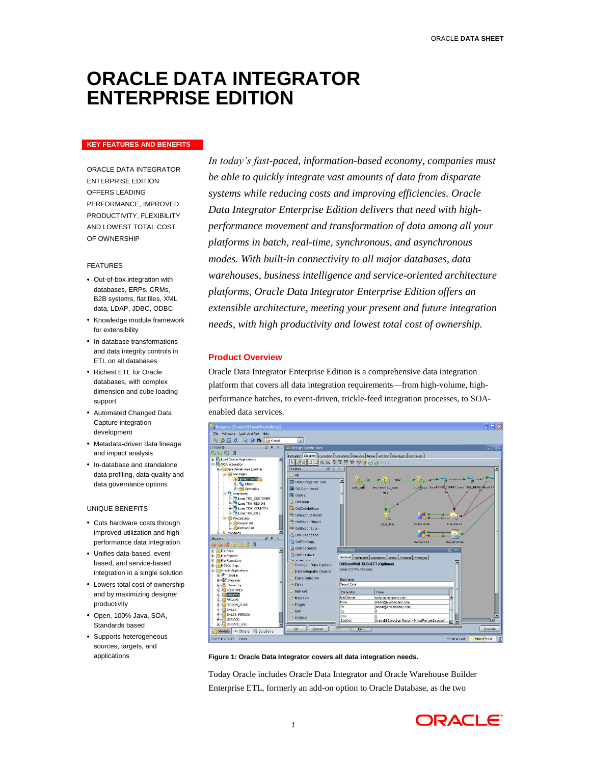# ORACLE DATA INTEGRATOR ENTERPRISE EDITION

## KEY FEATURES AND BENEFITS

ORACLE DATA INTEGRATOR ENTERPRISE EDITION OFFERS LEADING PERFORMANCE, IMPROVED PRODUCTIVITY, FLEXIBILITY AND LOWEST TOTAL COST OF OWNERSHIP

FEATURES

- Out-of-box integration with databases, ERPs, CRMs, B2B systems, flat files, XML data, LDAP, JDBC, ODBC
- Knowledge module framework for extensibility
- In-database transformations and data integrity controls in ETL on all databases
- Richest ETL for Oracle databases, with complex dimension and cube loading support
- Automated Changed Data Capture integration development
- Metadata-driven data lineage and impact analysis
- In-database and standalone data profiling, data quality and data governance options

UNIQUE BENEFITS

- Cuts hardware costs through improved utilization and high-performance data integration
- Unifies data-based, event-based, and service-based integration in a single solution
- Lowers total cost of ownership and by maximizing designer productivity
- Open, 100% Java, SOA, Standards based
- Supports heterogeneous sources, targets, and applications

*In today's fast-paced, information-based economy, companies must be able to quickly integrate vast amounts of data from disparate systems while reducing costs and improving efficiencies. Oracle Data Integrator Enterprise Edition delivers that need with high-performance movement and transformation of data among all your platforms in batch, real-time, synchronous, and asynchronous modes. With built-in connectivity to all major databases, data warehouses, business intelligence and service-oriented architecture platforms, Oracle Data Integrator Enterprise Edition offers an extensible architecture, meeting your present and future integration needs, with high productivity and lowest total cost of ownership.*

## Product Overview

Oracle Data Integrator Enterprise Edition is a comprehensive data integration platform that covers all data integration requirements—from high-volume, high-performance batches, to event-driven, trickle-feed integration processes, to SOA-enabled data services.

**Figure 1: Oracle Data Integrator covers all data integration needs.**

Today Oracle includes Oracle Data Integrator and Oracle Warehouse Builder Enterprise ETL, formerly an add-on option to Oracle Database, as the two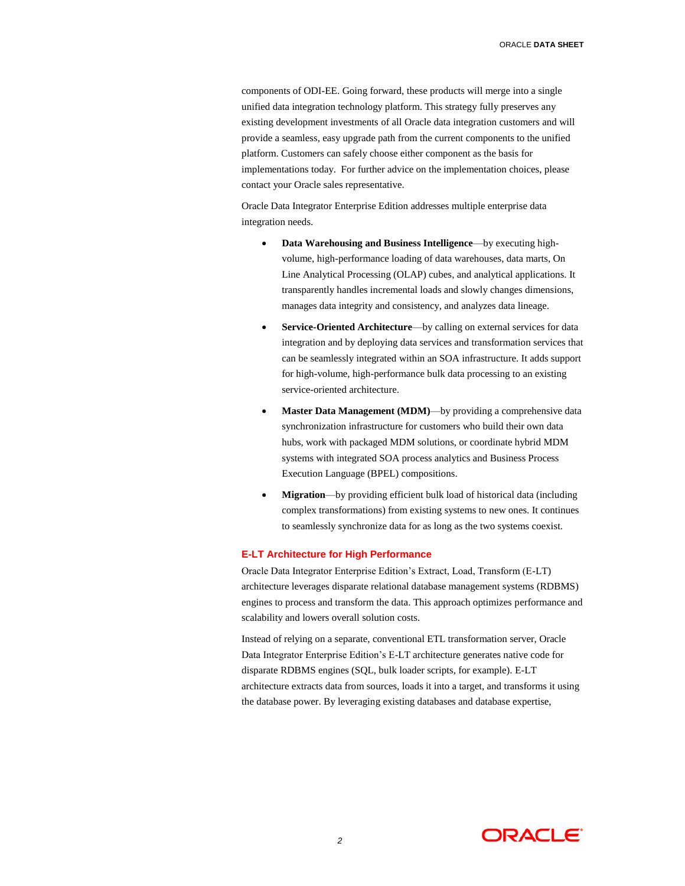components of ODI-EE. Going forward, these products will merge into a single unified data integration technology platform. This strategy fully preserves any existing development investments of all Oracle data integration customers and will provide a seamless, easy upgrade path from the current components to the unified platform. Customers can safely choose either component as the basis for implementations today. For further advice on the implementation choices, please contact your Oracle sales representative.

Oracle Data Integrator Enterprise Edition addresses multiple enterprise data integration needs.

- **Data Warehousing and Business Intelligence**—by executing high-volume, high-performance loading of data warehouses, data marts, On Line Analytical Processing (OLAP) cubes, and analytical applications. It transparently handles incremental loads and slowly changes dimensions, manages data integrity and consistency, and analyzes data lineage.
- **Service-Oriented Architecture**—by calling on external services for data integration and by deploying data services and transformation services that can be seamlessly integrated within an SOA infrastructure. It adds support for high-volume, high-performance bulk data processing to an existing service-oriented architecture.
- **Master Data Management (MDM)**—by providing a comprehensive data synchronization infrastructure for customers who build their own data hubs, work with packaged MDM solutions, or coordinate hybrid MDM systems with integrated SOA process analytics and Business Process Execution Language (BPEL) compositions.
- **Migration**—by providing efficient bulk load of historical data (including complex transformations) from existing systems to new ones. It continues to seamlessly synchronize data for as long as the two systems coexist.

### E-LT Architecture for High Performance

Oracle Data Integrator Enterprise Edition's Extract, Load, Transform (E-LT) architecture leverages disparate relational database management systems (RDBMS) engines to process and transform the data. This approach optimizes performance and scalability and lowers overall solution costs.

Instead of relying on a separate, conventional ETL transformation server, Oracle Data Integrator Enterprise Edition's E-LT architecture generates native code for disparate RDBMS engines (SQL, bulk loader scripts, for example). E-LT architecture extracts data from sources, loads it into a target, and transforms it using the database power. By leveraging existing databases and database expertise,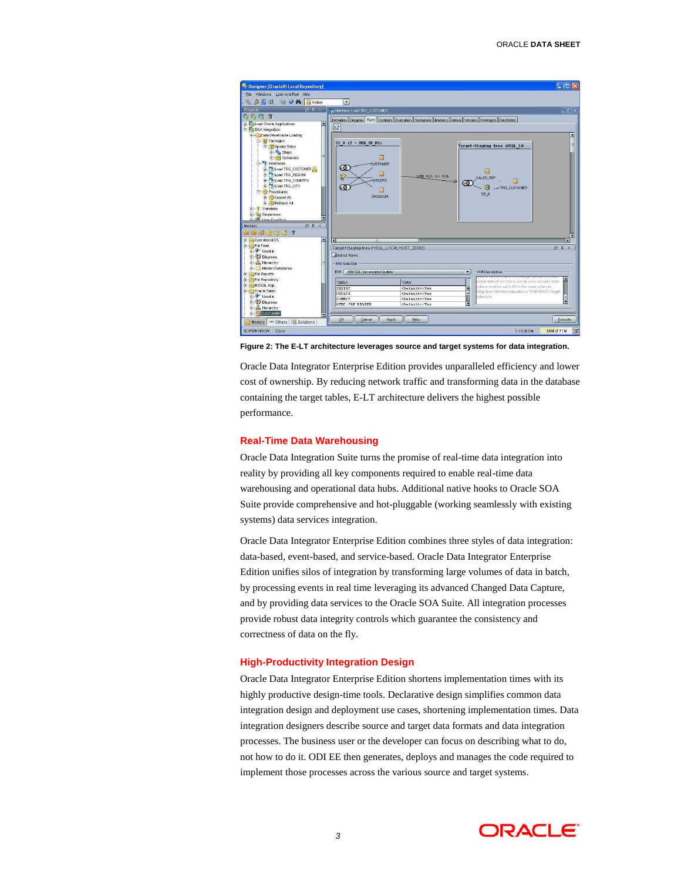Figure 2: The E-LT architecture leverages source and target systems for data integration.

Oracle Data Integrator Enterprise Edition provides unparalleled efficiency and lower cost of ownership. By reducing network traffic and transforming data in the database containing the target tables, E-LT architecture delivers the highest possible performance.

## Real-Time Data Warehousing

Oracle Data Integration Suite turns the promise of real-time data integration into reality by providing all key components required to enable real-time data warehousing and operational data hubs. Additional native hooks to Oracle SOA Suite provide comprehensive and hot-pluggable (working seamlessly with existing systems) data services integration.

Oracle Data Integrator Enterprise Edition combines three styles of data integration: data-based, event-based, and service-based. Oracle Data Integrator Enterprise Edition unifies silos of integration by transforming large volumes of data in batch, by processing events in real time leveraging its advanced Changed Data Capture, and by providing data services to the Oracle SOA Suite. All integration processes provide robust data integrity controls which guarantee the consistency and correctness of data on the fly.

## High-Productivity Integration Design

Oracle Data Integrator Enterprise Edition shortens implementation times with its highly productive design-time tools. Declarative design simplifies common data integration design and deployment use cases, shortening implementation times. Data integration designers describe source and target data formats and data integration processes. The business user or the developer can focus on describing what to do, not how to do it. ODI EE then generates, deploys and manages the code required to implement those processes across the various source and target systems.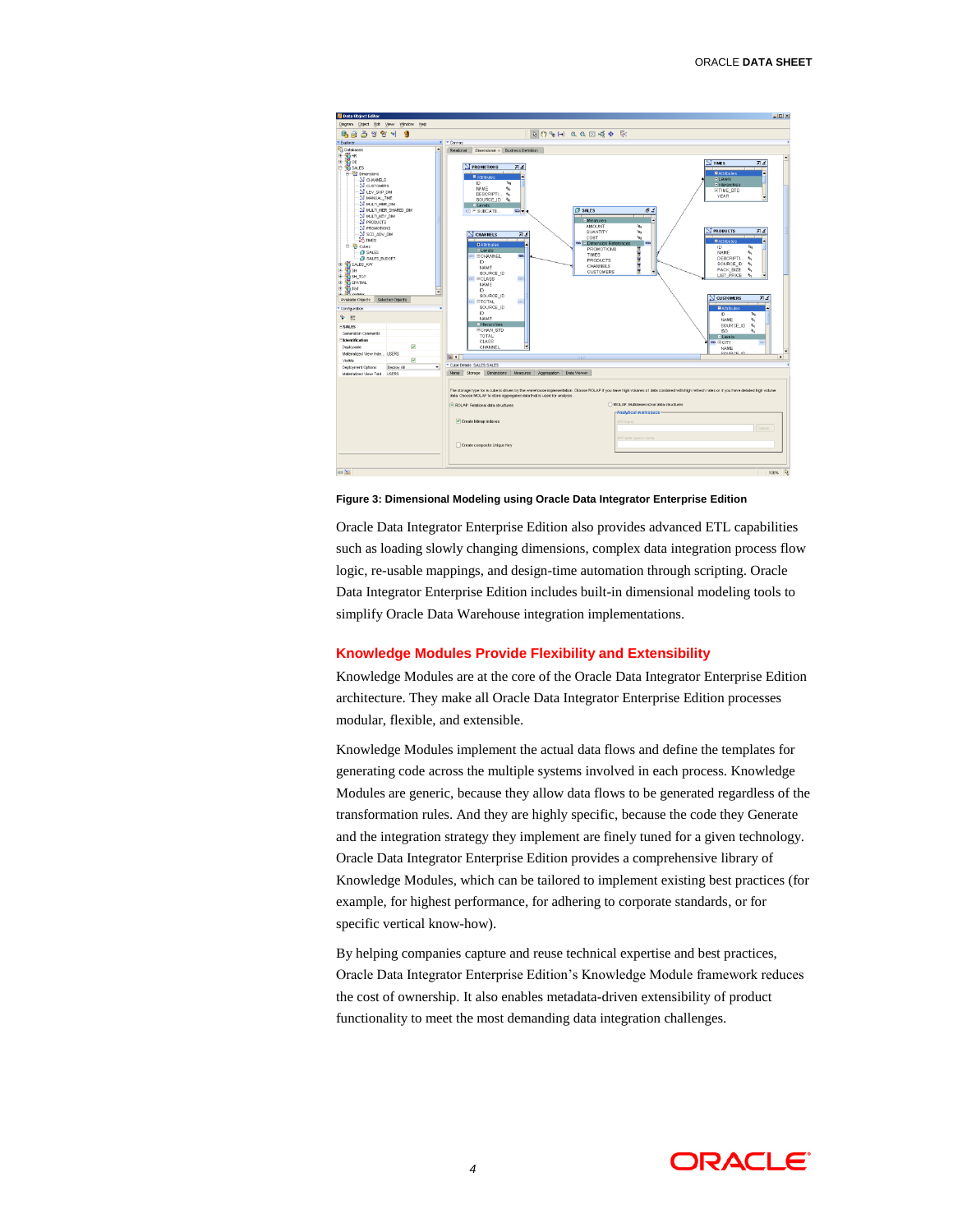**Figure 3: Dimensional Modeling using Oracle Data Integrator Enterprise Edition**

Oracle Data Integrator Enterprise Edition also provides advanced ETL capabilities such as loading slowly changing dimensions, complex data integration process flow logic, re-usable mappings, and design-time automation through scripting. Oracle Data Integrator Enterprise Edition includes built-in dimensional modeling tools to simplify Oracle Data Warehouse integration implementations.

## Knowledge Modules Provide Flexibility and Extensibility

Knowledge Modules are at the core of the Oracle Data Integrator Enterprise Edition architecture. They make all Oracle Data Integrator Enterprise Edition processes modular, flexible, and extensible.

Knowledge Modules implement the actual data flows and define the templates for generating code across the multiple systems involved in each process. Knowledge Modules are generic, because they allow data flows to be generated regardless of the transformation rules. And they are highly specific, because the code they Generate and the integration strategy they implement are finely tuned for a given technology. Oracle Data Integrator Enterprise Edition provides a comprehensive library of Knowledge Modules, which can be tailored to implement existing best practices (for example, for highest performance, for adhering to corporate standards, or for specific vertical know-how).

By helping companies capture and reuse technical expertise and best practices, Oracle Data Integrator Enterprise Edition's Knowledge Module framework reduces the cost of ownership. It also enables metadata-driven extensibility of product functionality to meet the most demanding data integration challenges.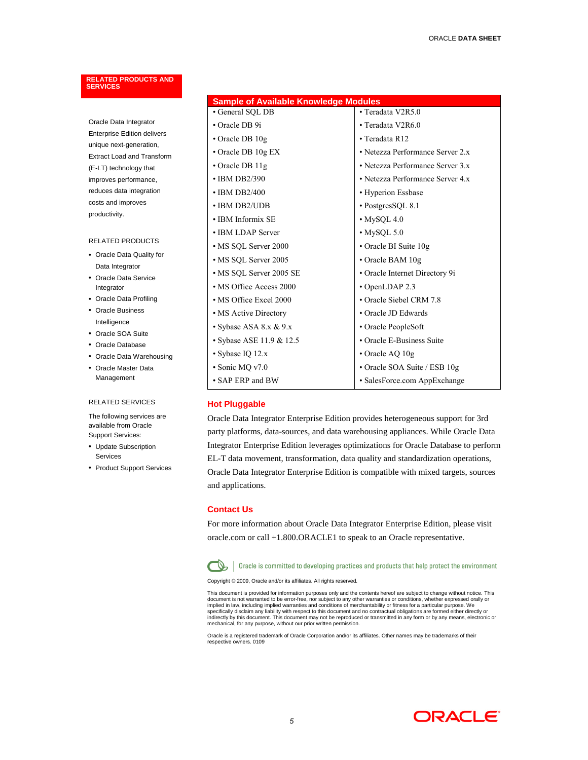## RELATED PRODUCTS AND SERVICES

Oracle Data Integrator Enterprise Edition delivers unique next-generation, Extract Load and Transform (E-LT) technology that improves performance, reduces data integration costs and improves productivity.

RELATED PRODUCTS

- Oracle Data Quality for Data Integrator
- Oracle Data Service Integrator
- Oracle Data Profiling
- Oracle Business Intelligence
- Oracle SOA Suite
- Oracle Database
- Oracle Data Warehousing
- Oracle Master Data Management

RELATED SERVICES

The following services are available from Oracle Support Services:

- Update Subscription Services
- Product Support Services

| Sample of Available Knowledge Modules | |
|---|---|
| • General SQL DB | • Teradata V2R5.0 |
| • Oracle DB 9i | • Teradata V2R6.0 |
| • Oracle DB 10g | • Teradata R12 |
| • Oracle DB 10g EX | • Netezza Performance Server 2.x |
| • Oracle DB 11g | • Netezza Performance Server 3.x |
| • IBM DB2/390 | • Netezza Performance Server 4.x |
| • IBM DB2/400 | • Hyperion Essbase |
| • IBM DB2/UDB | • PostgresSQL 8.1 |
| • IBM Informix SE | • MySQL 4.0 |
| • IBM LDAP Server | • MySQL 5.0 |
| • MS SQL Server 2000 | • Oracle BI Suite 10g |
| • MS SQL Server 2005 | • Oracle BAM 10g |
| • MS SQL Server 2005 SE | • Oracle Internet Directory 9i |
| • MS Office Access 2000 | • OpenLDAP 2.3 |
| • MS Office Excel 2000 | • Oracle Siebel CRM 7.8 |
| • MS Active Directory | • Oracle JD Edwards |
| • Sybase ASA 8.x & 9.x | • Oracle PeopleSoft |
| • Sybase ASE 11.9 & 12.5 | • Oracle E-Business Suite |
| • Sybase IQ 12.x | • Oracle AQ 10g |
| • Sonic MQ v7.0 | • Oracle SOA Suite / ESB 10g |
| • SAP ERP and BW | • SalesForce.com AppExchange |

## Hot Pluggable

Oracle Data Integrator Enterprise Edition provides heterogeneous support for 3rd party platforms, data-sources, and data warehousing appliances. While Oracle Data Integrator Enterprise Edition leverages optimizations for Oracle Database to perform EL-T data movement, transformation, data quality and standardization operations, Oracle Data Integrator Enterprise Edition is compatible with mixed targets, sources and applications.

## Contact Us

For more information about Oracle Data Integrator Enterprise Edition, please visit oracle.com or call +1.800.ORACLE1 to speak to an Oracle representative.

Oracle is committed to developing practices and products that help protect the environment

Copyright © 2009, Oracle and/or its affiliates. All rights reserved.

This document is provided for information purposes only and the contents hereof are subject to change without notice. This document is not warranted to be error-free, nor subject to any other warranties or conditions, whether expressed orally or implied in law, including implied warranties and conditions of merchantability or fitness for a particular purpose. We specifically disclaim any liability with respect to this document and no contractual obligations are formed either directly or indirectly by this document. This document may not be reproduced or transmitted in any form or by any means, electronic or mechanical, for any purpose, without our prior written permission.

Oracle is a registered trademark of Oracle Corporation and/or its affiliates. Other names may be trademarks of their respective owners. 0109